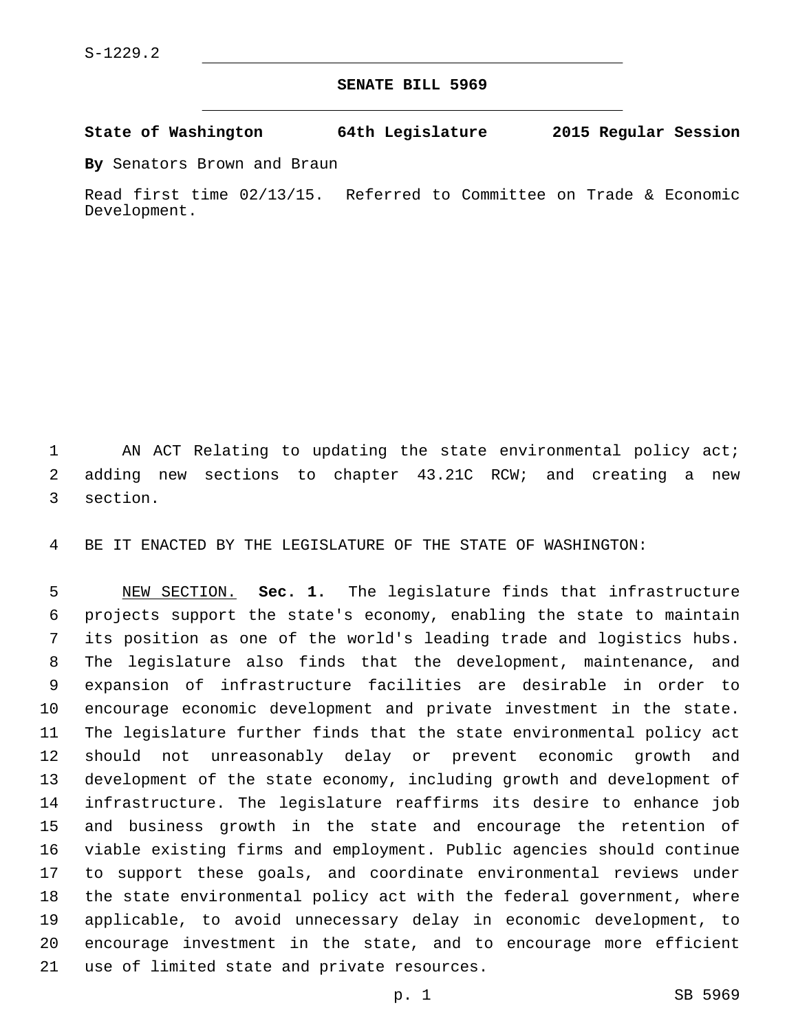S-1229.2

# SENATE BILL 5969

**State of Washington 64th Legislature 2015 Regular Session**

**By** Senators Brown and Braun

Read first time 02/13/15. Referred to Committee on Trade & Economic Development.

AN ACT Relating to updating the state environmental policy act; adding new sections to chapter 43.21C RCW; and creating a new section.

BE IT ENACTED BY THE LEGISLATURE OF THE STATE OF WASHINGTON:

NEW SECTION. **Sec. 1.** The legislature finds that infrastructure projects support the state's economy, enabling the state to maintain its position as one of the world's leading trade and logistics hubs. The legislature also finds that the development, maintenance, and expansion of infrastructure facilities are desirable in order to encourage economic development and private investment in the state. The legislature further finds that the state environmental policy act should not unreasonably delay or prevent economic growth and development of the state economy, including growth and development of infrastructure. The legislature reaffirms its desire to enhance job and business growth in the state and encourage the retention of viable existing firms and employment. Public agencies should continue to support these goals, and coordinate environmental reviews under the state environmental policy act with the federal government, where applicable, to avoid unnecessary delay in economic development, to encourage investment in the state, and to encourage more efficient use of limited state and private resources.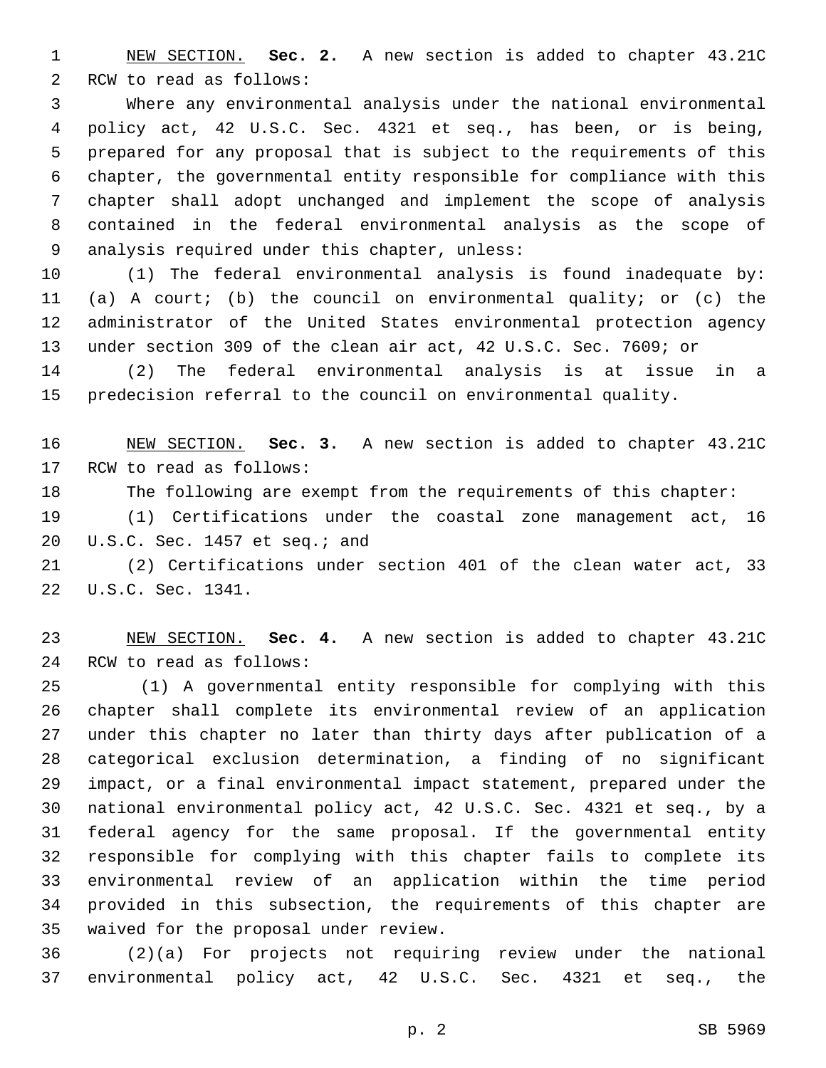NEW SECTION. **Sec. 2.** A new section is added to chapter 43.21C RCW to read as follows:

Where any environmental analysis under the national environmental policy act, 42 U.S.C. Sec. 4321 et seq., has been, or is being, prepared for any proposal that is subject to the requirements of this chapter, the governmental entity responsible for compliance with this chapter shall adopt unchanged and implement the scope of analysis contained in the federal environmental analysis as the scope of analysis required under this chapter, unless:

(1) The federal environmental analysis is found inadequate by: (a) A court; (b) the council on environmental quality; or (c) the administrator of the United States environmental protection agency under section 309 of the clean air act, 42 U.S.C. Sec. 7609; or

(2) The federal environmental analysis is at issue in a predecision referral to the council on environmental quality.

NEW SECTION. **Sec. 3.** A new section is added to chapter 43.21C RCW to read as follows:

The following are exempt from the requirements of this chapter:

(1) Certifications under the coastal zone management act, 16 U.S.C. Sec. 1457 et seq.; and

(2) Certifications under section 401 of the clean water act, 33 U.S.C. Sec. 1341.

NEW SECTION. **Sec. 4.** A new section is added to chapter 43.21C RCW to read as follows:

(1) A governmental entity responsible for complying with this chapter shall complete its environmental review of an application under this chapter no later than thirty days after publication of a categorical exclusion determination, a finding of no significant impact, or a final environmental impact statement, prepared under the national environmental policy act, 42 U.S.C. Sec. 4321 et seq., by a federal agency for the same proposal. If the governmental entity responsible for complying with this chapter fails to complete its environmental review of an application within the time period provided in this subsection, the requirements of this chapter are waived for the proposal under review.

(2)(a) For projects not requiring review under the national environmental policy act, 42 U.S.C. Sec. 4321 et seq., the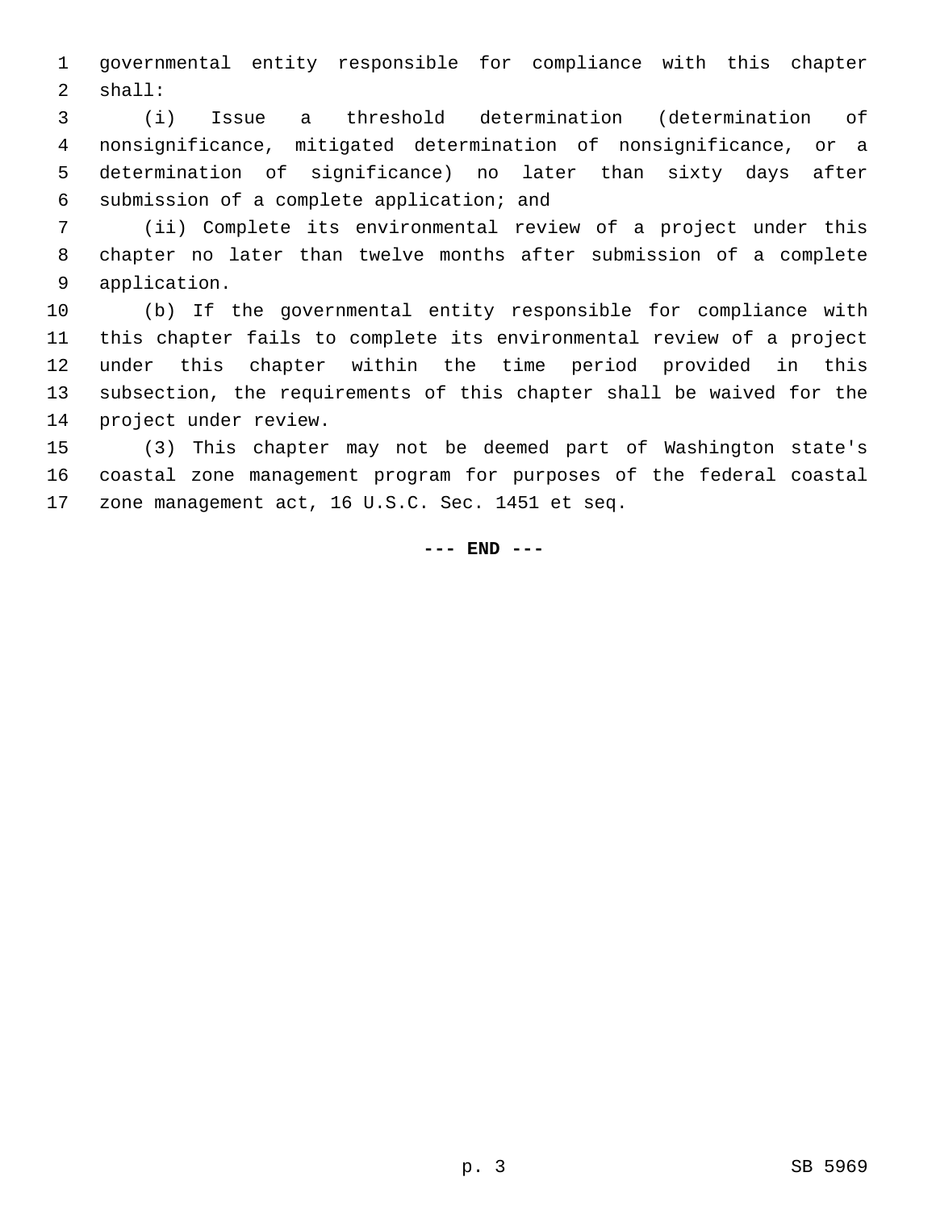governmental entity responsible for compliance with this chapter shall:

(i) Issue a threshold determination (determination of nonsignificance, mitigated determination of nonsignificance, or a determination of significance) no later than sixty days after submission of a complete application; and

(ii) Complete its environmental review of a project under this chapter no later than twelve months after submission of a complete application.

(b) If the governmental entity responsible for compliance with this chapter fails to complete its environmental review of a project under this chapter within the time period provided in this subsection, the requirements of this chapter shall be waived for the project under review.

(3) This chapter may not be deemed part of Washington state's coastal zone management program for purposes of the federal coastal zone management act, 16 U.S.C. Sec. 1451 et seq.

**--- END ---**